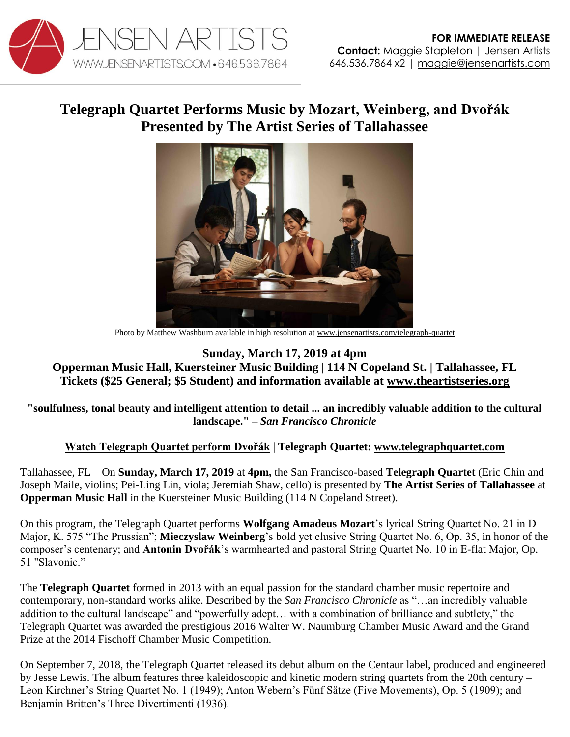**JENSEN ARTISTS**
WWW.JENSENARTISTS.COM • 646.536.7864

**FOR IMMEDIATE RELEASE**
**Contact:** Maggie Stapleton | Jensen Artists
646.536.7864 x2 | maggie@jensenartists.com

# Telegraph Quartet Performs Music by Mozart, Weinberg, and Dvořák Presented by The Artist Series of Tallahassee

Photo by Matthew Washburn available in high resolution at www.jensenartists.com/telegraph-quartet

**Sunday, March 17, 2019 at 4pm**
**Opperman Music Hall, Kuersteiner Music Building | 114 N Copeland St. | Tallahassee, FL**
**Tickets ($25 General; $5 Student) and information available at www.theartistseries.org**

**"soulfulness, tonal beauty and intelligent attention to detail ... an incredibly valuable addition to the cultural landscape." –** ***San Francisco Chronicle***

**Watch Telegraph Quartet perform Dvořák | Telegraph Quartet: www.telegraphquartet.com**

Tallahassee, FL – On **Sunday, March 17, 2019** at **4pm,** the San Francisco-based **Telegraph Quartet** (Eric Chin and Joseph Maile, violins; Pei-Ling Lin, viola; Jeremiah Shaw, cello) is presented by **The Artist Series of Tallahassee** at **Opperman Music Hall** in the Kuersteiner Music Building (114 N Copeland Street).

On this program, the Telegraph Quartet performs **Wolfgang Amadeus Mozart**'s lyrical String Quartet No. 21 in D Major, K. 575 "The Prussian"; **Mieczyslaw Weinberg**'s bold yet elusive String Quartet No. 6, Op. 35, in honor of the composer's centenary; and **Antonin Dvořák**'s warmhearted and pastoral String Quartet No. 10 in E-flat Major, Op. 51 "Slavonic."

The **Telegraph Quartet** formed in 2013 with an equal passion for the standard chamber music repertoire and contemporary, non-standard works alike. Described by the *San Francisco Chronicle* as "…an incredibly valuable addition to the cultural landscape" and "powerfully adept… with a combination of brilliance and subtlety," the Telegraph Quartet was awarded the prestigious 2016 Walter W. Naumburg Chamber Music Award and the Grand Prize at the 2014 Fischoff Chamber Music Competition.

On September 7, 2018, the Telegraph Quartet released its debut album on the Centaur label, produced and engineered by Jesse Lewis. The album features three kaleidoscopic and kinetic modern string quartets from the 20th century – Leon Kirchner's String Quartet No. 1 (1949); Anton Webern's Fünf Sätze (Five Movements), Op. 5 (1909); and Benjamin Britten's Three Divertimenti (1936).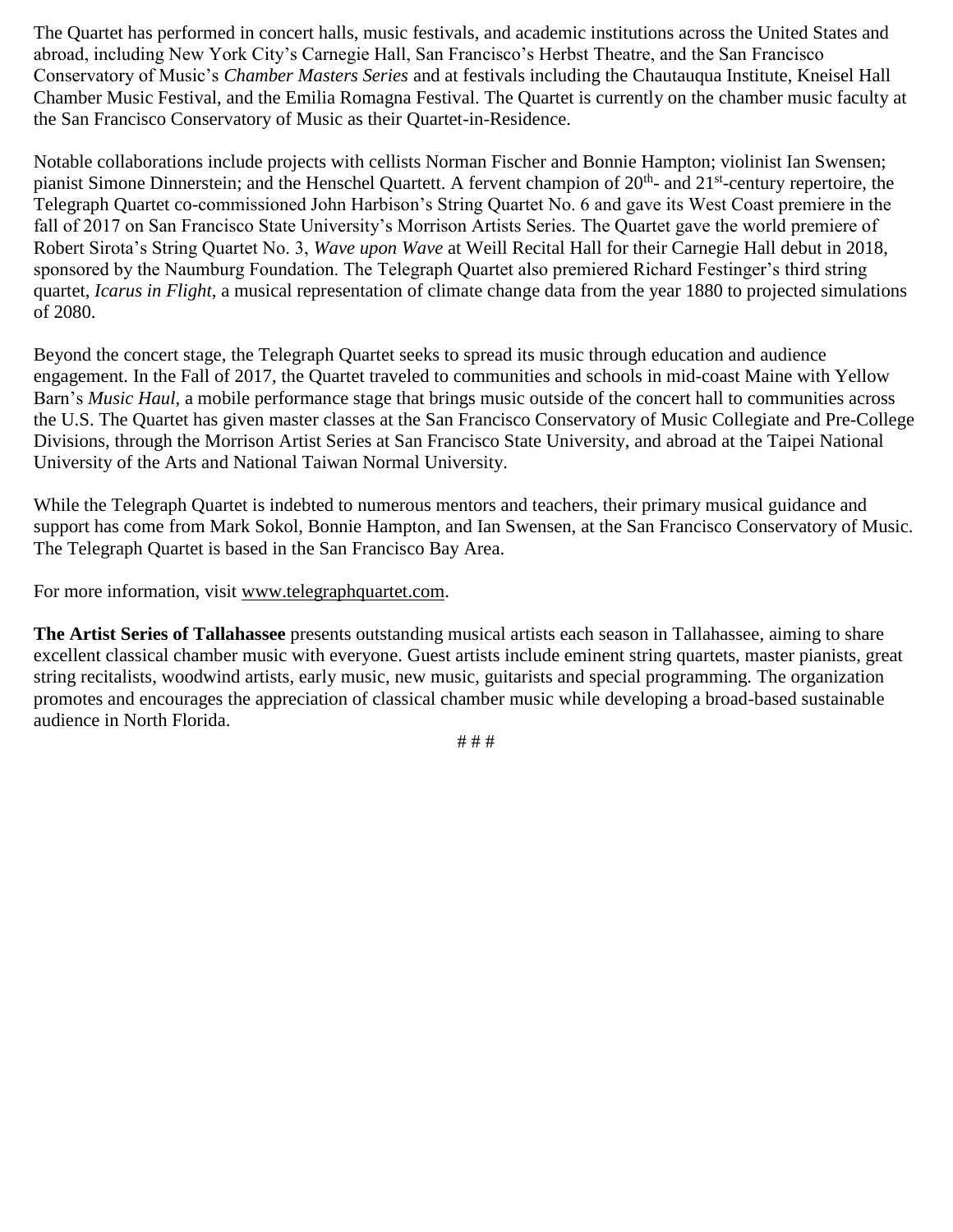The Quartet has performed in concert halls, music festivals, and academic institutions across the United States and abroad, including New York City's Carnegie Hall, San Francisco's Herbst Theatre, and the San Francisco Conservatory of Music's *Chamber Masters Series* and at festivals including the Chautauqua Institute, Kneisel Hall Chamber Music Festival, and the Emilia Romagna Festival. The Quartet is currently on the chamber music faculty at the San Francisco Conservatory of Music as their Quartet-in-Residence.

Notable collaborations include projects with cellists Norman Fischer and Bonnie Hampton; violinist Ian Swensen; pianist Simone Dinnerstein; and the Henschel Quartett. A fervent champion of 20th- and 21st-century repertoire, the Telegraph Quartet co-commissioned John Harbison's String Quartet No. 6 and gave its West Coast premiere in the fall of 2017 on San Francisco State University's Morrison Artists Series. The Quartet gave the world premiere of Robert Sirota's String Quartet No. 3, *Wave upon Wave* at Weill Recital Hall for their Carnegie Hall debut in 2018, sponsored by the Naumburg Foundation. The Telegraph Quartet also premiered Richard Festinger's third string quartet, *Icarus in Flight*, a musical representation of climate change data from the year 1880 to projected simulations of 2080.

Beyond the concert stage, the Telegraph Quartet seeks to spread its music through education and audience engagement. In the Fall of 2017, the Quartet traveled to communities and schools in mid-coast Maine with Yellow Barn's *Music Haul*, a mobile performance stage that brings music outside of the concert hall to communities across the U.S. The Quartet has given master classes at the San Francisco Conservatory of Music Collegiate and Pre-College Divisions, through the Morrison Artist Series at San Francisco State University, and abroad at the Taipei National University of the Arts and National Taiwan Normal University.

While the Telegraph Quartet is indebted to numerous mentors and teachers, their primary musical guidance and support has come from Mark Sokol, Bonnie Hampton, and Ian Swensen, at the San Francisco Conservatory of Music. The Telegraph Quartet is based in the San Francisco Bay Area.

For more information, visit www.telegraphquartet.com.

**The Artist Series of Tallahassee** presents outstanding musical artists each season in Tallahassee, aiming to share excellent classical chamber music with everyone. Guest artists include eminent string quartets, master pianists, great string recitalists, woodwind artists, early music, new music, guitarists and special programming. The organization promotes and encourages the appreciation of classical chamber music while developing a broad-based sustainable audience in North Florida.

# # #